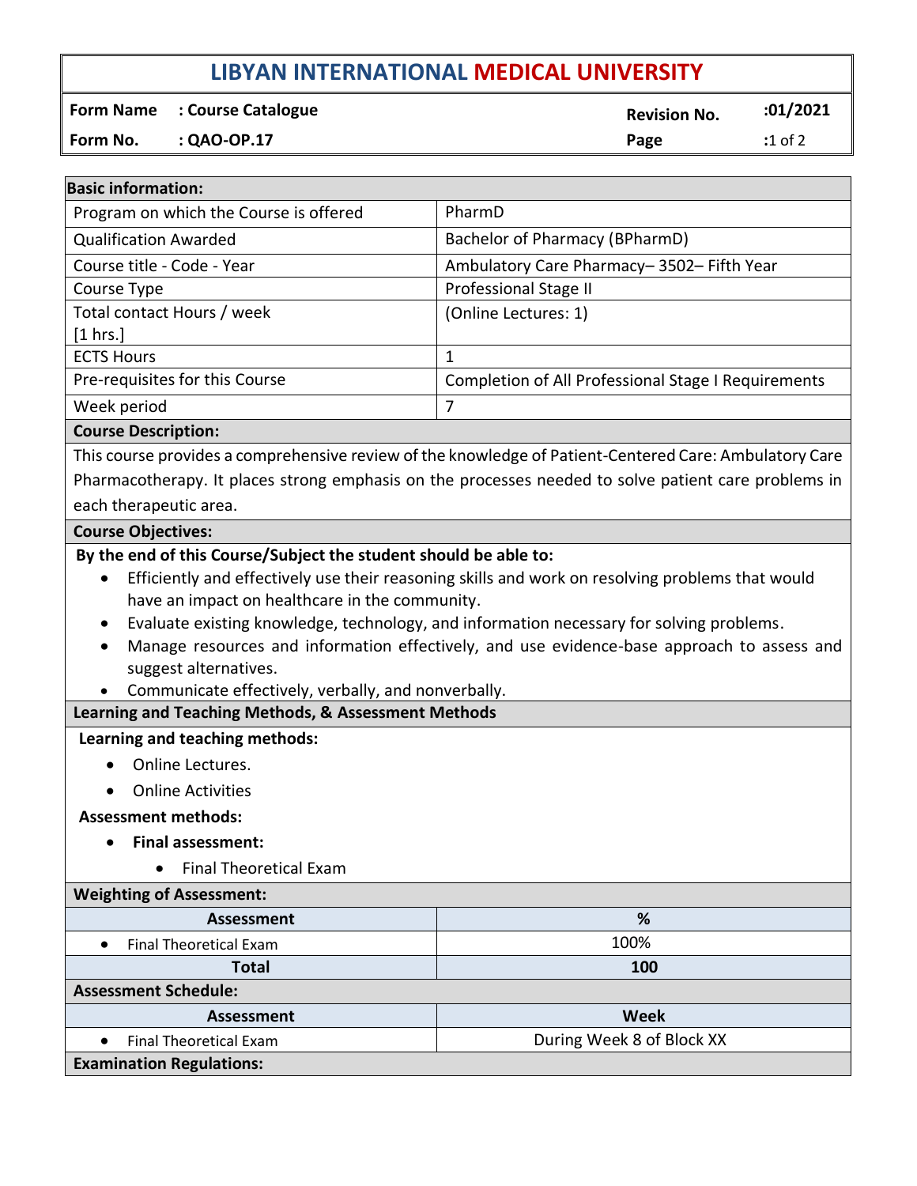# LIBYAN INTERNATIONAL MEDICAL UNIVERSITY

| **Form Name** | **: Course Catalogue** | **Revision No.** | **:01/2021** |
|---|---|---|---|
| **Form No.** | **: QAO-OP.17** | | |

| **Basic information:** | |
|---|---|
| Program on which the Course is offered | PharmD |
| Qualification Awarded | Bachelor of Pharmacy (BPharmD) |
| Course title - Code - Year | Ambulatory Care Pharmacy– 3502– Fifth Year |
| Course Type | Professional Stage II |
| Total contact Hours / week [1 hrs.] | (Online Lectures: 1) |
| ECTS Hours | 1 |
| Pre-requisites for this Course | Completion of All Professional Stage I Requirements |
| Week period | 7 |

**Course Description:**

This course provides a comprehensive review of the knowledge of Patient-Centered Care: Ambulatory Care Pharmacotherapy. It places strong emphasis on the processes needed to solve patient care problems in each therapeutic area.

**Course Objectives:**

**By the end of this Course/Subject the student should be able to:**

- Efficiently and effectively use their reasoning skills and work on resolving problems that would have an impact on healthcare in the community.
- Evaluate existing knowledge, technology, and information necessary for solving problems.
- Manage resources and information effectively, and use evidence-base approach to assess and suggest alternatives.
- Communicate effectively, verbally, and nonverbally.

**Learning and Teaching Methods, & Assessment Methods**

**Learning and teaching methods:**

- Online Lectures.
- Online Activities

**Assessment methods:**

- **Final assessment:**
  - Final Theoretical Exam

**Weighting of Assessment:**

| Assessment | % |
|---|---|
| • Final Theoretical Exam | 100% |
| **Total** | **100** |

**Assessment Schedule:**

| Assessment | Week |
|---|---|
| • Final Theoretical Exam | During Week 8 of Block XX |

**Examination Regulations:**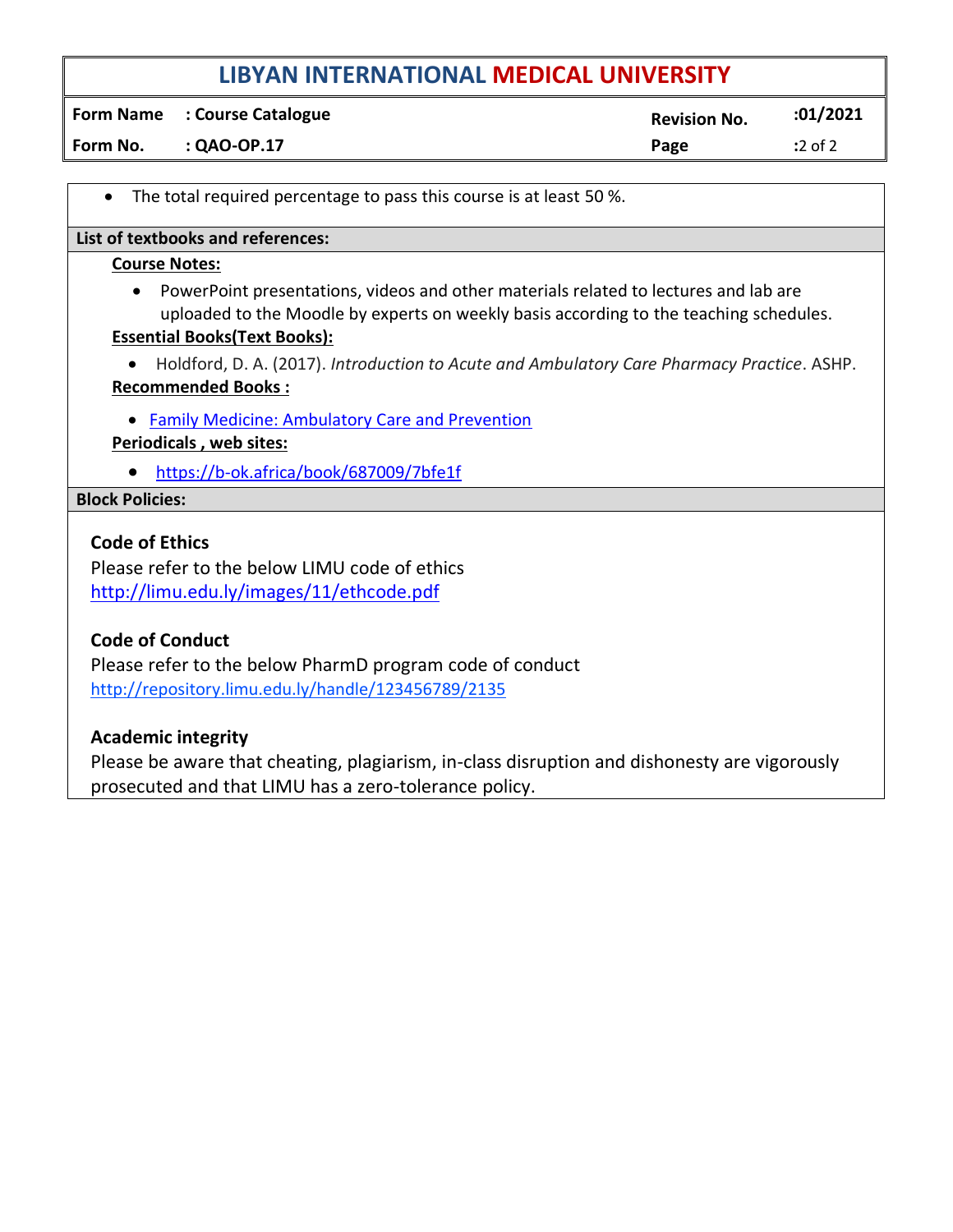- The total required percentage to pass this course is at least 50 %.

**List of textbooks and references:**

**Course Notes:**

- PowerPoint presentations, videos and other materials related to lectures and lab are uploaded to the Moodle by experts on weekly basis according to the teaching schedules.

**Essential Books(Text Books):**

- Holdford, D. A. (2017). *Introduction to Acute and Ambulatory Care Pharmacy Practice*. ASHP.

**Recommended Books :**

- Family Medicine: Ambulatory Care and Prevention

**Periodicals , web sites:**

- https://b-ok.africa/book/687009/7bfe1f

**Block Policies:**

**Code of Ethics**

Please refer to the below LIMU code of ethics
http://limu.edu.ly/images/11/ethcode.pdf

**Code of Conduct**

Please refer to the below PharmD program code of conduct
http://repository.limu.edu.ly/handle/123456789/2135

**Academic integrity**

Please be aware that cheating, plagiarism, in-class disruption and dishonesty are vigorously prosecuted and that LIMU has a zero-tolerance policy.